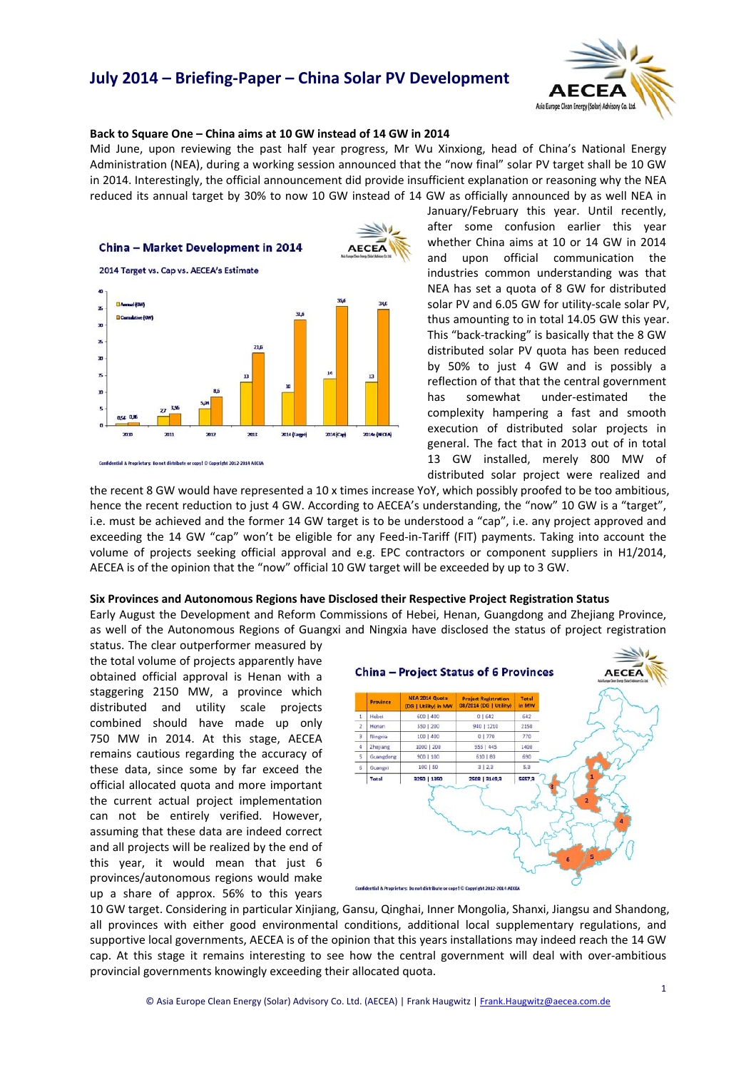# July 2014 – Briefing-Paper – China Solar PV Development

### Back to Square One – China aims at 10 GW instead of 14 GW in 2014

Mid June, upon reviewing the past half year progress, Mr Wu Xinxiong, head of China's National Energy Administration (NEA), during a working session announced that the "now final" solar PV target shall be 10 GW in 2014. Interestingly, the official announcement did provide insufficient explanation or reasoning why the NEA reduced its annual target by 30% to now 10 GW instead of 14 GW as officially announced by as well NEA in January/February this year. Until recently, after some confusion earlier this year whether China aims at 10 or 14 GW in 2014 and upon official communication the industries common understanding was that NEA has set a quota of 8 GW for distributed solar PV and 6.05 GW for utility-scale solar PV, thus amounting to in total 14.05 GW this year. This "back-tracking" is basically that the 8 GW distributed solar PV quota has been reduced by 50% to just 4 GW and is possibly a reflection of that that the central government has somewhat under-estimated the complexity hampering a fast and smooth execution of distributed solar projects in general. The fact that in 2013 out of in total 13 GW installed, merely 800 MW of distributed solar project were realized and the recent 8 GW would have represented a 10 x times increase YoY, which possibly proofed to be too ambitious, hence the recent reduction to just 4 GW. According to AECEA's understanding, the "now" 10 GW is a "target", i.e. must be achieved and the former 14 GW target is to be understood a "cap", i.e. any project approved and exceeding the 14 GW "cap" won't be eligible for any Feed-in-Tariff (FIT) payments. Taking into account the volume of projects seeking official approval and e.g. EPC contractors or component suppliers in H1/2014, AECEA is of the opinion that the "now" official 10 GW target will be exceeded by up to 3 GW.

**China – Market Development in 2014**

2014 Target vs. Cap vs. AECEA's Estimate

| | 2010 | 2011 | 2012 | 2013 | 2014 (Target) | 2014 (Cap) | 2014e (AECEA) |
|---|---|---|---|---|---|---|---|
| Annual (GW) | 0,54 | 2,7 | 5,04 | 13 | 10 | 14 | 13 |
| Cumulative (GW) | 0,86 | 3,56 | 8,6 | 21,6 | 31,6 | 35,6 | 34,6 |

Confidential & Proprietary. Do not distribute or copy! © Copyright 2012-2014 AECEA

### Six Provinces and Autonomous Regions have Disclosed their Respective Project Registration Status

Early August the Development and Reform Commissions of Hebei, Henan, Guangdong and Zhejiang Province, as well of the Autonomous Regions of Guangxi and Ningxia have disclosed the status of project registration status. The clear outperformer measured by the total volume of projects apparently have obtained official approval is Henan with a staggering 2150 MW, a province which distributed and utility scale projects combined should have made up only 750 MW in 2014. At this stage, AECEA remains cautious regarding the accuracy of these data, since some by far exceed the official allocated quota and more important the current actual project implementation can not be entirely verified. However, assuming that these data are indeed correct and all projects will be realized by the end of this year, it would mean that just 6 provinces/autonomous regions would make up a share of approx. 56% to this years 10 GW target. Considering in particular Xinjiang, Gansu, Qinghai, Inner Mongolia, Shanxi, Jiangsu and Shandong, all provinces with either good environmental conditions, additional local supplementary regulations, and supportive local governments, AECEA is of the opinion that this years installations may indeed reach the 14 GW cap. At this stage it remains interesting to see how the central government will deal with over-ambitious provincial governments knowingly exceeding their allocated quota.

**China – Project Status of 6 Provinces**

| | Province | NEA 2014 Quota (DG \| Utility) in MW | Project Registration 08/2014 (DG \| Utility) | Total in MW |
|---|---|---|---|---|
| 1 | Hebei | 600 \| 400 | 0 \| 642 | 642 |
| 2 | Henan | 550 \| 200 | 940 \| 1210 | 2150 |
| 3 | Ningxia | 100 \| 400 | 0 \| 770 | 770 |
| 4 | Zhejiang | 1000 \| 200 | 955 \| 445 | 1400 |
| 5 | Guangdong | 900 \| 100 | 610 \| 80 | 690 |
| 6 | Guangxi | 100 \| 50 | 3 \| 2,3 | 5,3 |
| | Total | 3250 \| 1350 | 2508 \| 3149,3 | 5657,3 |

Confidential & Proprietary. Do not distribute or copy! © Copyright 2012-2014 AECEA

© Asia Europe Clean Energy (Solar) Advisory Co. Ltd. (AECEA) | Frank Haugwitz | Frank.Haugwitz@aecea.com.de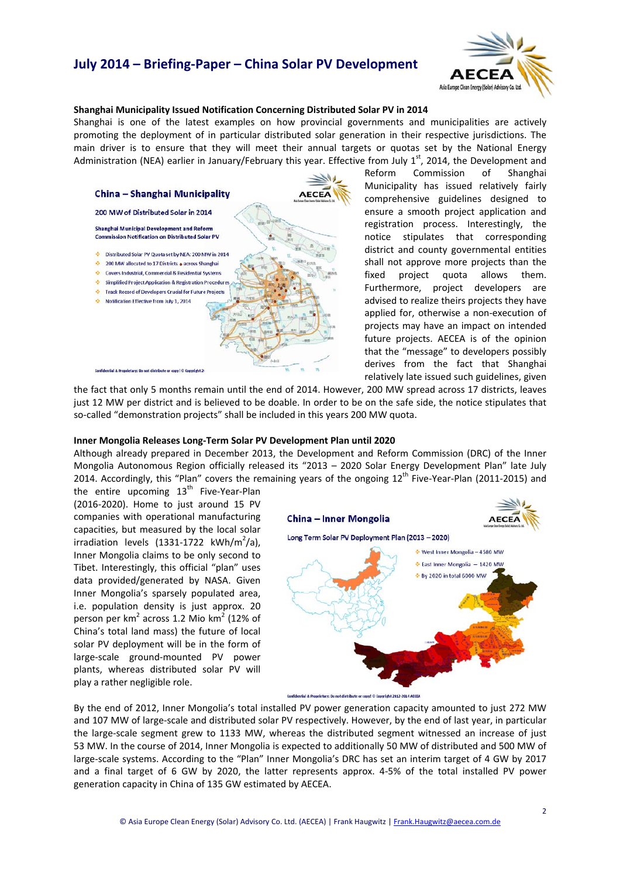### Shanghai Municipality Issued Notification Concerning Distributed Solar PV in 2014

Shanghai is one of the latest examples on how provincial governments and municipalities are actively promoting the deployment of in particular distributed solar generation in their respective jurisdictions. The main driver is to ensure that they will meet their annual targets or quotas set by the National Energy Administration (NEA) earlier in January/February this year. Effective from July 1[st], 2014, the Development and Reform Commission of Shanghai Municipality has issued relatively fairly comprehensive guidelines designed to ensure a smooth project application and registration process. Interestingly, the notice stipulates that corresponding district and county governmental entities shall not approve more projects than the fixed project quota allows them. Furthermore, project developers are advised to realize theirs projects they have applied for, otherwise a non-execution of projects may have an impact on intended future projects. AECEA is of the opinion that the "message" to developers possibly derives from the fact that Shanghai relatively late issued such guidelines, given the fact that only 5 months remain until the end of 2014. However, 200 MW spread across 17 districts, leaves just 12 MW per district and is believed to be doable. In order to be on the safe side, the notice stipulates that so-called "demonstration projects" shall be included in this years 200 MW quota.

**China – Shanghai Municipality**

200 MW of Distributed Solar in 2014

Shanghai Municipal Development and Reform Commission Notification on Distributed Solar PV

- Distributed Solar PV Quota set by NEA: 200 MW in 2014
- 200 MW allocated to 17 Districts across Shanghai
- Covers Industrial, Commercial & Residential Systems
- Simplified Project Application & Registration Procedures
- Track Record of Developers Crucial for Future Projects
- Notification Effective from July 1, 2014

### Inner Mongolia Releases Long-Term Solar PV Development Plan until 2020

Although already prepared in December 2013, the Development and Reform Commission (DRC) of the Inner Mongolia Autonomous Region officially released its "2013 – 2020 Solar Energy Development Plan" late July 2014. Accordingly, this "Plan" covers the remaining years of the ongoing 12[th] Five-Year-Plan (2011-2015) and the entire upcoming 13[th] Five-Year-Plan (2016-2020). Home to just around 15 PV companies with operational manufacturing capacities, but measured by the local solar irradiation levels (1331-1722 $kWh/m^2/a$), Inner Mongolia claims to be only second to Tibet. Interestingly, this official "plan" uses data provided/generated by NASA. Given Inner Mongolia's sparsely populated area, i.e. population density is just approx. 20 person per $km^2$ across 1.2 Mio $km^2$ (12% of China's total land mass) the future of local solar PV deployment will be in the form of large-scale ground-mounted PV power plants, whereas distributed solar PV will play a rather negligible role.

**China – Inner Mongolia**

Long Term Solar PV Deployment Plan (2013 – 2020)

- West Inner Mongolia – 4580 MW
- East Inner Mongolia – 1420 MW
- By 2020 in total 6000 MW

By the end of 2012, Inner Mongolia's total installed PV power generation capacity amounted to just 272 MW and 107 MW of large-scale and distributed solar PV respectively. However, by the end of last year, in particular the large-scale segment grew to 1133 MW, whereas the distributed segment witnessed an increase of just 53 MW. In the course of 2014, Inner Mongolia is expected to additionally 50 MW of distributed and 500 MW of large-scale systems. According to the "Plan" Inner Mongolia's DRC has set an interim target of 4 GW by 2017 and a final target of 6 GW by 2020, the latter represents approx. 4-5% of the total installed PV power generation capacity in China of 135 GW estimated by AECEA.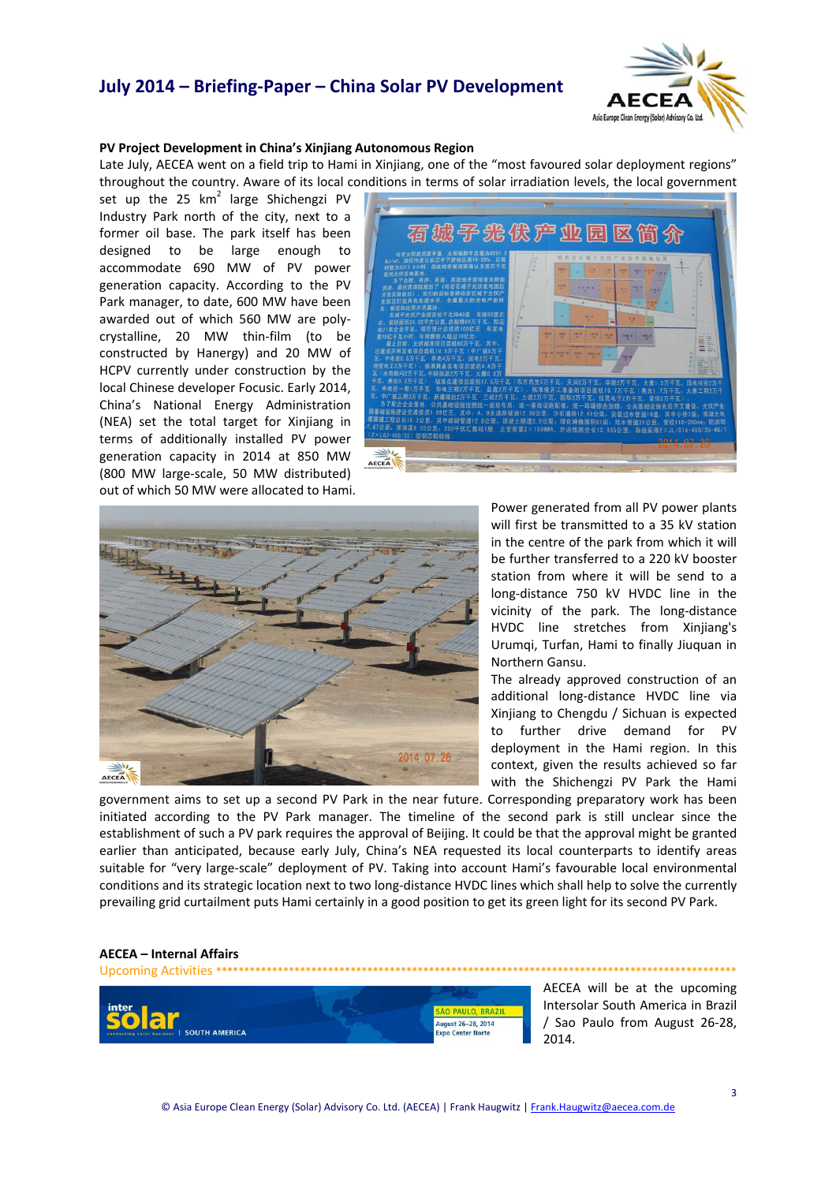## PV Project Development in China's Xinjiang Autonomous Region

Late July, AECEA went on a field trip to Hami in Xinjiang, one of the "most favoured solar deployment regions" throughout the country. Aware of its local conditions in terms of solar irradiation levels, the local government set up the 25 km$^2$ large Shichengzi PV Industry Park north of the city, next to a former oil base. The park itself has been designed to be large enough to accommodate 690 MW of PV power generation capacity. According to the PV Park manager, to date, 600 MW have been awarded out of which 560 MW are poly-crystalline, 20 MW thin-film (to be constructed by Hanergy) and 20 MW of HCPV currently under construction by the local Chinese developer Focusic. Early 2014, China's National Energy Administration (NEA) set the total target for Xinjiang in terms of additionally installed PV power generation capacity in 2014 at 850 MW (800 MW large-scale, 50 MW distributed) out of which 50 MW were allocated to Hami.

Power generated from all PV power plants will first be transmitted to a 35 kV station in the centre of the park from which it will be further transferred to a 220 kV booster station from where it will be send to a long-distance 750 kV HVDC line in the vicinity of the park. The long-distance HVDC line stretches from Xinjiang's Urumqi, Turfan, Hami to finally Jiuquan in Northern Gansu.

The already approved construction of an additional long-distance HVDC line via Xinjiang to Chengdu / Sichuan is expected to further drive demand for PV deployment in the Hami region. In this context, given the results achieved so far with the Shichengzi PV Park the Hami government aims to set up a second PV Park in the near future. Corresponding preparatory work has been initiated according to the PV Park manager. The timeline of the second park is still unclear since the establishment of such a PV park requires the approval of Beijing. It could be that the approval might be granted earlier than anticipated, because early July, China's NEA requested its local counterparts to identify areas suitable for "very large-scale" deployment of PV. Taking into account Hami's favourable local environmental conditions and its strategic location next to two long-distance HVDC lines which shall help to solve the currently prevailing grid curtailment puts Hami certainly in a good position to get its green light for its second PV Park.

## AECEA – Internal Affairs

Upcoming Activities ************************************************************************************************

AECEA will be at the upcoming Intersolar South America in Brazil / Sao Paulo from August 26-28, 2014.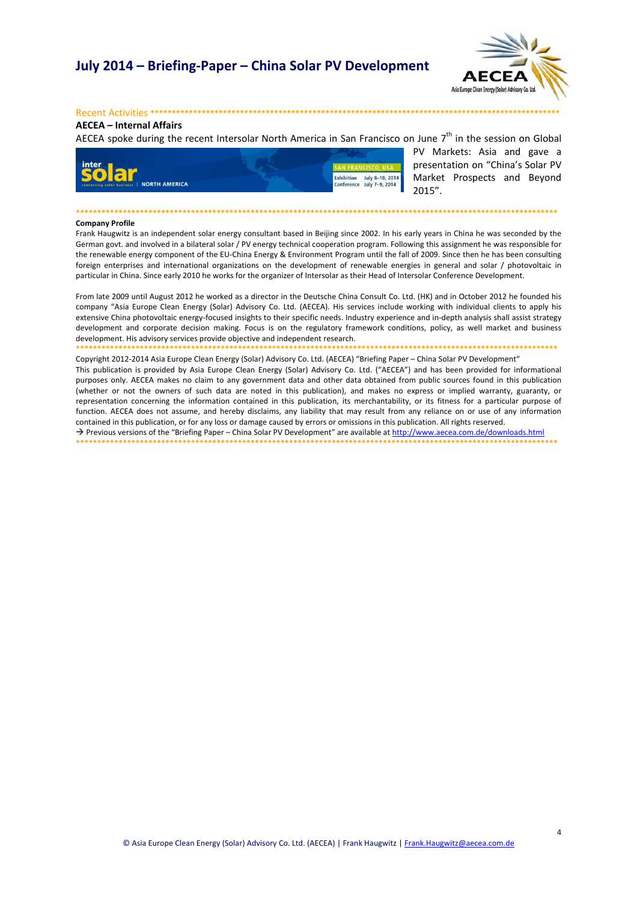Recent Activities ****************************************************************************************************

**AECEA – Internal Affairs**

AECEA spoke during the recent Intersolar North America in San Francisco on June 7th in the session on Global PV Markets: Asia and gave a presentation on "China's Solar PV Market Prospects and Beyond 2015".

******************************************************************************************************************

**Company Profile**

Frank Haugwitz is an independent solar energy consultant based in Beijing since 2002. In his early years in China he was seconded by the German govt. and involved in a bilateral solar / PV energy technical cooperation program. Following this assignment he was responsible for the renewable energy component of the EU-China Energy & Environment Program until the fall of 2009. Since then he has been consulting foreign enterprises and international organizations on the development of renewable energies in general and solar / photovoltaic in particular in China. Since early 2010 he works for the organizer of Intersolar as their Head of Intersolar Conference Development.

From late 2009 until August 2012 he worked as a director in the Deutsche China Consult Co. Ltd. (HK) and in October 2012 he founded his company "Asia Europe Clean Energy (Solar) Advisory Co. Ltd. (AECEA). His services include working with individual clients to apply his extensive China photovoltaic energy-focused insights to their specific needs. Industry experience and in-depth analysis shall assist strategy development and corporate decision making. Focus is on the regulatory framework conditions, policy, as well market and business development. His advisory services provide objective and independent research.

******************************************************************************************************************

Copyright 2012-2014 Asia Europe Clean Energy (Solar) Advisory Co. Ltd. (AECEA) "Briefing Paper – China Solar PV Development"

This publication is provided by Asia Europe Clean Energy (Solar) Advisory Co. Ltd. ("AECEA") and has been provided for informational purposes only. AECEA makes no claim to any government data and other data obtained from public sources found in this publication (whether or not the owners of such data are noted in this publication), and makes no express or implied warranty, guaranty, or representation concerning the information contained in this publication, its merchantability, or its fitness for a particular purpose of function. AECEA does not assume, and hereby disclaims, any liability that may result from any reliance on or use of any information contained in this publication, or for any loss or damage caused by errors or omissions in this publication. All rights reserved.

→ Previous versions of the "Briefing Paper – China Solar PV Development" are available at http://www.aecea.com.de/downloads.html

******************************************************************************************************************